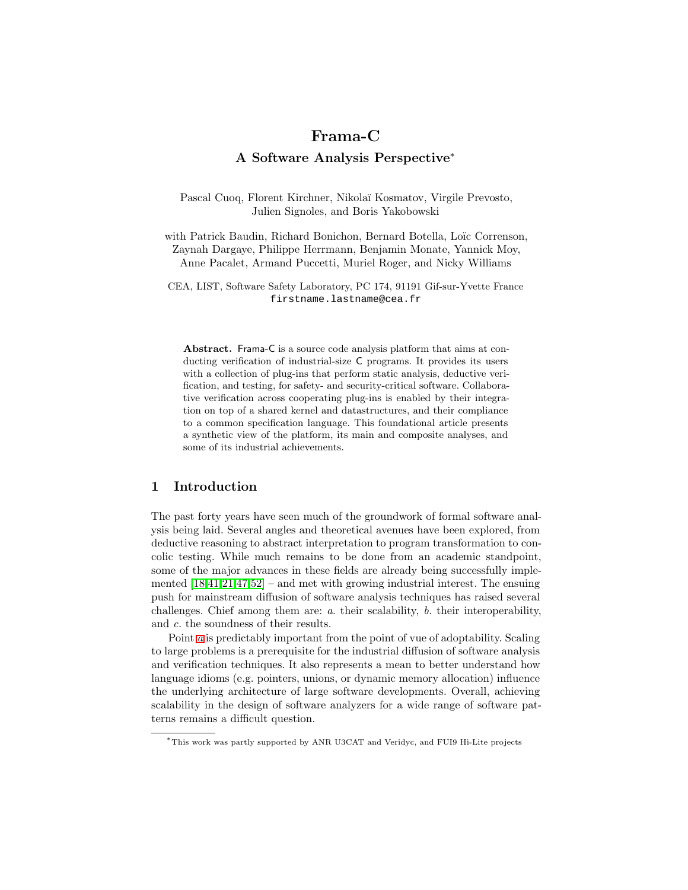# Frama-C

## A Software Analysis Perspective*

Pascal Cuoq, Florent Kirchner, Nikolaï Kosmatov, Virgile Prevosto, Julien Signoles, and Boris Yakobowski

with Patrick Baudin, Richard Bonichon, Bernard Botella, Loïc Correnson, Zaynah Dargaye, Philippe Herrmann, Benjamin Monate, Yannick Moy, Anne Pacalet, Armand Puccetti, Muriel Roger, and Nicky Williams

CEA, LIST, Software Safety Laboratory, PC 174, 91191 Gif-sur-Yvette France
firstname.lastname@cea.fr

**Abstract.** Frama-C is a source code analysis platform that aims at conducting verification of industrial-size C programs. It provides its users with a collection of plug-ins that perform static analysis, deductive verification, and testing, for safety- and security-critical software. Collaborative verification across cooperating plug-ins is enabled by their integration on top of a shared kernel and datastructures, and their compliance to a common specification language. This foundational article presents a synthetic view of the platform, its main and composite analyses, and some of its industrial achievements.

## 1 Introduction

The past forty years have seen much of the groundwork of formal software analysis being laid. Several angles and theoretical avenues have been explored, from deductive reasoning to abstract interpretation to program transformation to concolic testing. While much remains to be done from an academic standpoint, some of the major advances in these fields are already being successfully implemented [18,41,21,47,52] – and met with growing industrial interest. The ensuing push for mainstream diffusion of software analysis techniques has raised several challenges. Chief among them are: *a.* their scalability, *b.* their interoperability, and *c.* the soundness of their results.

Point *a* is predictably important from the point of vue of adoptability. Scaling to large problems is a prerequisite for the industrial diffusion of software analysis and verification techniques. It also represents a mean to better understand how language idioms (e.g. pointers, unions, or dynamic memory allocation) influence the underlying architecture of large software developments. Overall, achieving scalability in the design of software analyzers for a wide range of software patterns remains a difficult question.

*This work was partly supported by ANR U3CAT and Veridyc, and FUI9 Hi-Lite projects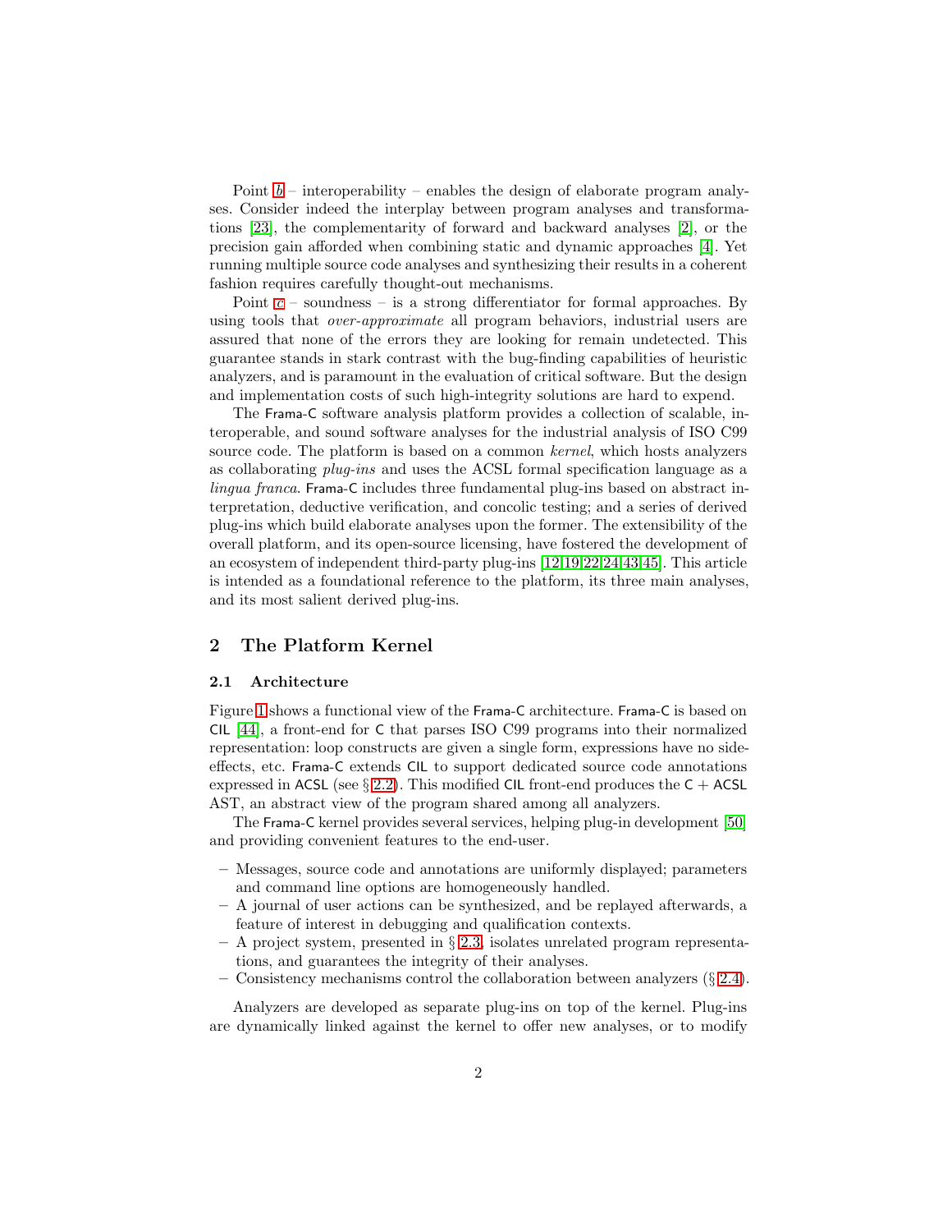Point *b* – interoperability – enables the design of elaborate program analyses. Consider indeed the interplay between program analyses and transformations [23], the complementarity of forward and backward analyses [2], or the precision gain afforded when combining static and dynamic approaches [4]. Yet running multiple source code analyses and synthesizing their results in a coherent fashion requires carefully thought-out mechanisms.

Point *c* – soundness – is a strong differentiator for formal approaches. By using tools that *over-approximate* all program behaviors, industrial users are assured that none of the errors they are looking for remain undetected. This guarantee stands in stark contrast with the bug-finding capabilities of heuristic analyzers, and is paramount in the evaluation of critical software. But the design and implementation costs of such high-integrity solutions are hard to expend.

The Frama-C software analysis platform provides a collection of scalable, interoperable, and sound software analyses for the industrial analysis of ISO C99 source code. The platform is based on a common *kernel*, which hosts analyzers as collaborating *plug-ins* and uses the ACSL formal specification language as a *lingua franca*. Frama-C includes three fundamental plug-ins based on abstract interpretation, deductive verification, and concolic testing; and a series of derived plug-ins which build elaborate analyses upon the former. The extensibility of the overall platform, and its open-source licensing, have fostered the development of an ecosystem of independent third-party plug-ins [12,19,22,24,43,45]. This article is intended as a foundational reference to the platform, its three main analyses, and its most salient derived plug-ins.

## 2 The Platform Kernel

### 2.1 Architecture

Figure 1 shows a functional view of the Frama-C architecture. Frama-C is based on CIL [44], a front-end for C that parses ISO C99 programs into their normalized representation: loop constructs are given a single form, expressions have no side-effects, etc. Frama-C extends CIL to support dedicated source code annotations expressed in ACSL (see § 2.2). This modified CIL front-end produces the C + ACSL AST, an abstract view of the program shared among all analyzers.

The Frama-C kernel provides several services, helping plug-in development [50] and providing convenient features to the end-user.

- Messages, source code and annotations are uniformly displayed; parameters and command line options are homogeneously handled.
- A journal of user actions can be synthesized, and be replayed afterwards, a feature of interest in debugging and qualification contexts.
- A project system, presented in § 2.3, isolates unrelated program representations, and guarantees the integrity of their analyses.
- Consistency mechanisms control the collaboration between analyzers (§ 2.4).

Analyzers are developed as separate plug-ins on top of the kernel. Plug-ins are dynamically linked against the kernel to offer new analyses, or to modify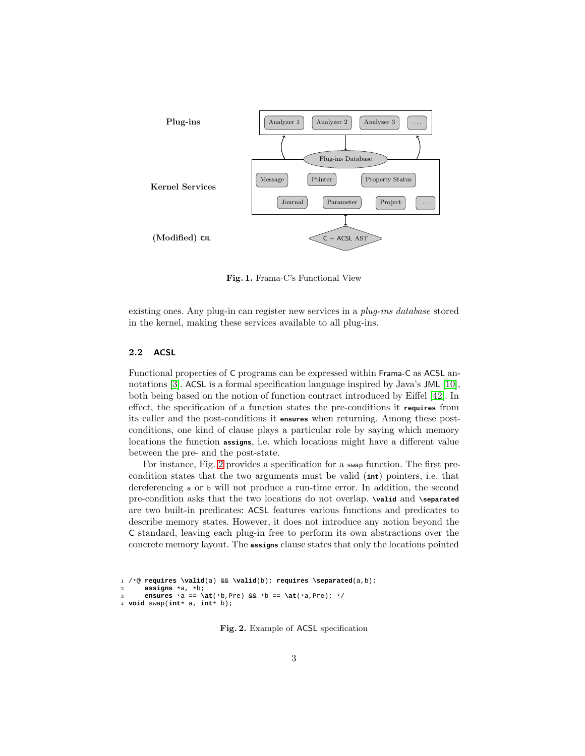Fig. 1. Frama-C's Functional View

existing ones. Any plug-in can register new services in a *plug-ins database* stored in the kernel, making these services available to all plug-ins.

### 2.2 ACSL

Functional properties of C programs can be expressed within Frama-C as ACSL annotations [3]. ACSL is a formal specification language inspired by Java's JML [10], both being based on the notion of function contract introduced by Eiffel [42]. In effect, the specification of a function states the pre-conditions it **requires** from its caller and the post-conditions it **ensures** when returning. Among these post-conditions, one kind of clause plays a particular role by saying which memory locations the function **assigns**, i.e. which locations might have a different value between the pre- and the post-state.

For instance, Fig. 2 provides a specification for a `swap` function. The first pre-condition states that the two arguments must be valid (**int**) pointers, i.e. that dereferencing `a` or `b` will not produce a run-time error. In addition, the second pre-condition asks that the two locations do not overlap. **\valid** and **\separated** are two built-in predicates: ACSL features various functions and predicates to describe memory states. However, it does not introduce any notion beyond the C standard, leaving each plug-in free to perform its own abstractions over the concrete memory layout. The **assigns** clause states that only the locations pointed

```
1 /*@ requires \valid(a) && \valid(b); requires \separated(a,b);
2     assigns *a, *b;
3     ensures *a == \at(*b,Pre) && *b == \at(*a,Pre); */
4 void swap(int* a, int* b);
```

Fig. 2. Example of ACSL specification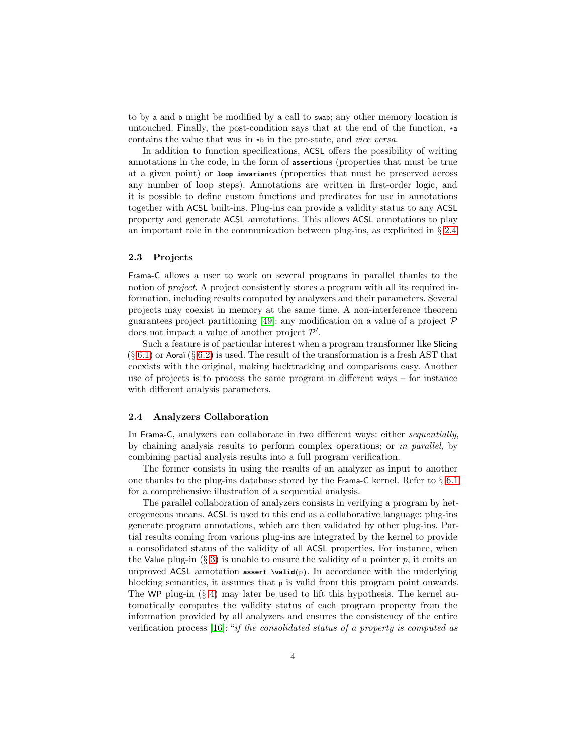to by `a` and `b` might be modified by a call to `swap`; any other memory location is untouched. Finally, the post-condition says that at the end of the function, `*a` contains the value that was in `*b` in the pre-state, and *vice versa*.

In addition to function specifications, ACSL offers the possibility of writing annotations in the code, in the form of **`assert`**ions (properties that must be true at a given point) or **`loop invariant`**s (properties that must be preserved across any number of loop steps). Annotations are written in first-order logic, and it is possible to define custom functions and predicates for use in annotations together with ACSL built-ins. Plug-ins can provide a validity status to any ACSL property and generate ACSL annotations. This allows ACSL annotations to play an important role in the communication between plug-ins, as explicited in § 2.4.

### 2.3 Projects

Frama-C allows a user to work on several programs in parallel thanks to the notion of *project*. A project consistently stores a program with all its required information, including results computed by analyzers and their parameters. Several projects may coexist in memory at the same time. A non-interference theorem guarantees project partitioning [49]: any modification on a value of a project $\mathcal{P}$ does not impact a value of another project $\mathcal{P}'$.

Such a feature is of particular interest when a program transformer like Slicing (§ 6.1) or Aoraï (§ 6.2) is used. The result of the transformation is a fresh AST that coexists with the original, making backtracking and comparisons easy. Another use of projects is to process the same program in different ways – for instance with different analysis parameters.

### 2.4 Analyzers Collaboration

In Frama-C, analyzers can collaborate in two different ways: either *sequentially*, by chaining analysis results to perform complex operations; or *in parallel*, by combining partial analysis results into a full program verification.

The former consists in using the results of an analyzer as input to another one thanks to the plug-ins database stored by the Frama-C kernel. Refer to § 6.1 for a comprehensive illustration of a sequential analysis.

The parallel collaboration of analyzers consists in verifying a program by heterogeneous means. ACSL is used to this end as a collaborative language: plug-ins generate program annotations, which are then validated by other plug-ins. Partial results coming from various plug-ins are integrated by the kernel to provide a consolidated status of the validity of all ACSL properties. For instance, when the Value plug-in (§ 3) is unable to ensure the validity of a pointer $p$, it emits an unproved ACSL annotation **`assert \valid`**`(p)`. In accordance with the underlying blocking semantics, it assumes that `p` is valid from this program point onwards. The WP plug-in (§ 4) may later be used to lift this hypothesis. The kernel automatically computes the validity status of each program property from the information provided by all analyzers and ensures the consistency of the entire verification process [16]: "*if the consolidated status of a property is computed as*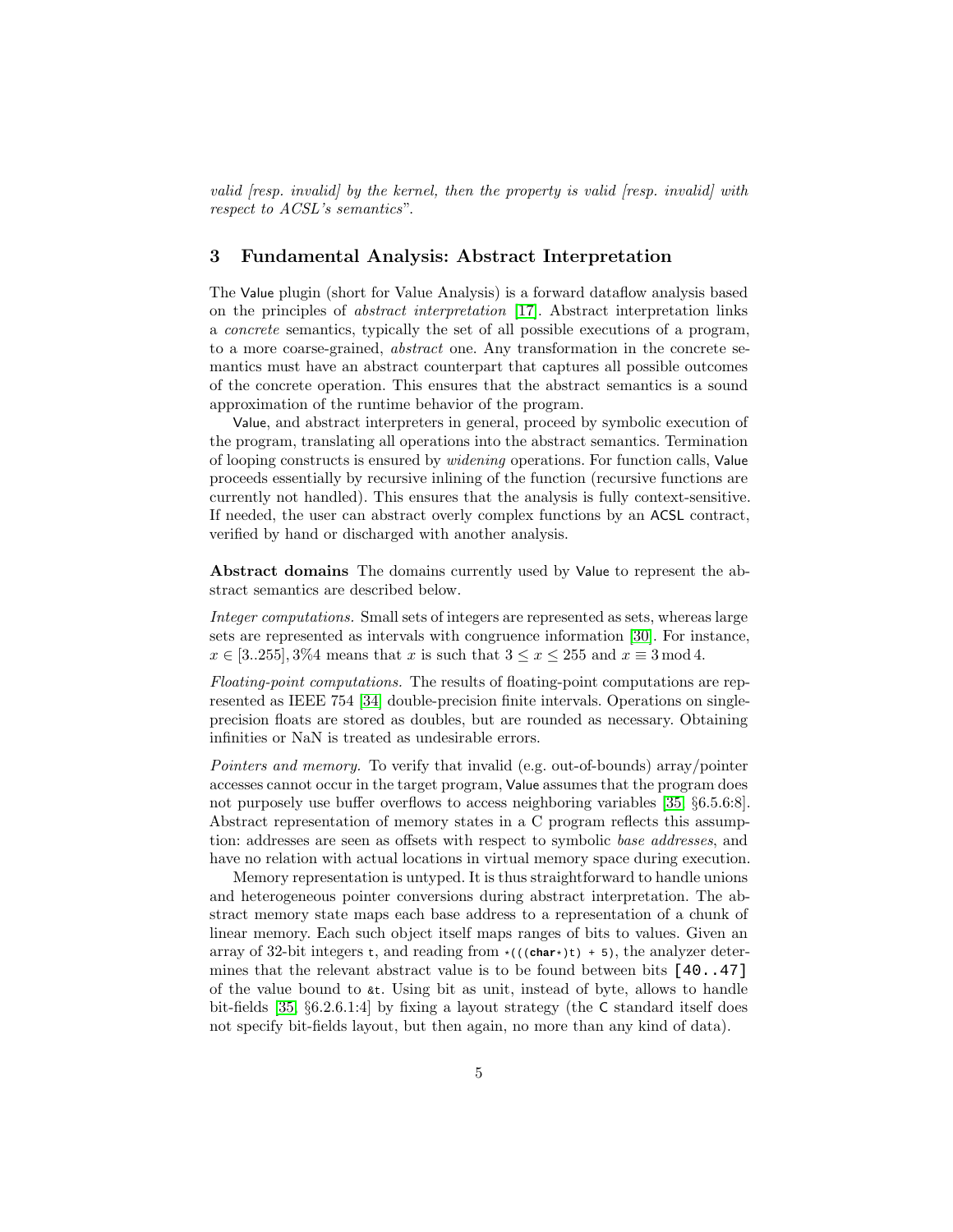*valid [resp. invalid] by the kernel, then the property is valid [resp. invalid] with respect to ACSL's semantics*".

## 3 Fundamental Analysis: Abstract Interpretation

The Value plugin (short for Value Analysis) is a forward dataflow analysis based on the principles of *abstract interpretation* [17]. Abstract interpretation links a *concrete* semantics, typically the set of all possible executions of a program, to a more coarse-grained, *abstract* one. Any transformation in the concrete semantics must have an abstract counterpart that captures all possible outcomes of the concrete operation. This ensures that the abstract semantics is a sound approximation of the runtime behavior of the program.

Value, and abstract interpreters in general, proceed by symbolic execution of the program, translating all operations into the abstract semantics. Termination of looping constructs is ensured by *widening* operations. For function calls, Value proceeds essentially by recursive inlining of the function (recursive functions are currently not handled). This ensures that the analysis is fully context-sensitive. If needed, the user can abstract overly complex functions by an ACSL contract, verified by hand or discharged with another analysis.

**Abstract domains** The domains currently used by Value to represent the abstract semantics are described below.

*Integer computations.* Small sets of integers are represented as sets, whereas large sets are represented as intervals with congruence information [30]. For instance, $x \in [3..255], 3\%4$ means that $x$ is such that $3 \leq x \leq 255$ and $x \equiv 3 \bmod 4$.

*Floating-point computations.* The results of floating-point computations are represented as IEEE 754 [34] double-precision finite intervals. Operations on single-precision floats are stored as doubles, but are rounded as necessary. Obtaining infinities or NaN is treated as undesirable errors.

*Pointers and memory.* To verify that invalid (e.g. out-of-bounds) array/pointer accesses cannot occur in the target program, Value assumes that the program does not purposely use buffer overflows to access neighboring variables [35] §6.5.6:8]. Abstract representation of memory states in a C program reflects this assumption: addresses are seen as offsets with respect to symbolic *base addresses*, and have no relation with actual locations in virtual memory space during execution.

Memory representation is untyped. It is thus straightforward to handle unions and heterogeneous pointer conversions during abstract interpretation. The abstract memory state maps each base address to a representation of a chunk of linear memory. Each such object itself maps ranges of bits to values. Given an array of 32-bit integers `t`, and reading from `*(((char*)t) + 5)`, the analyzer determines that the relevant abstract value is to be found between bits `[40..47]` of the value bound to `&t`. Using bit as unit, instead of byte, allows to handle bit-fields [35] §6.2.6.1:4] by fixing a layout strategy (the C standard itself does not specify bit-fields layout, but then again, no more than any kind of data).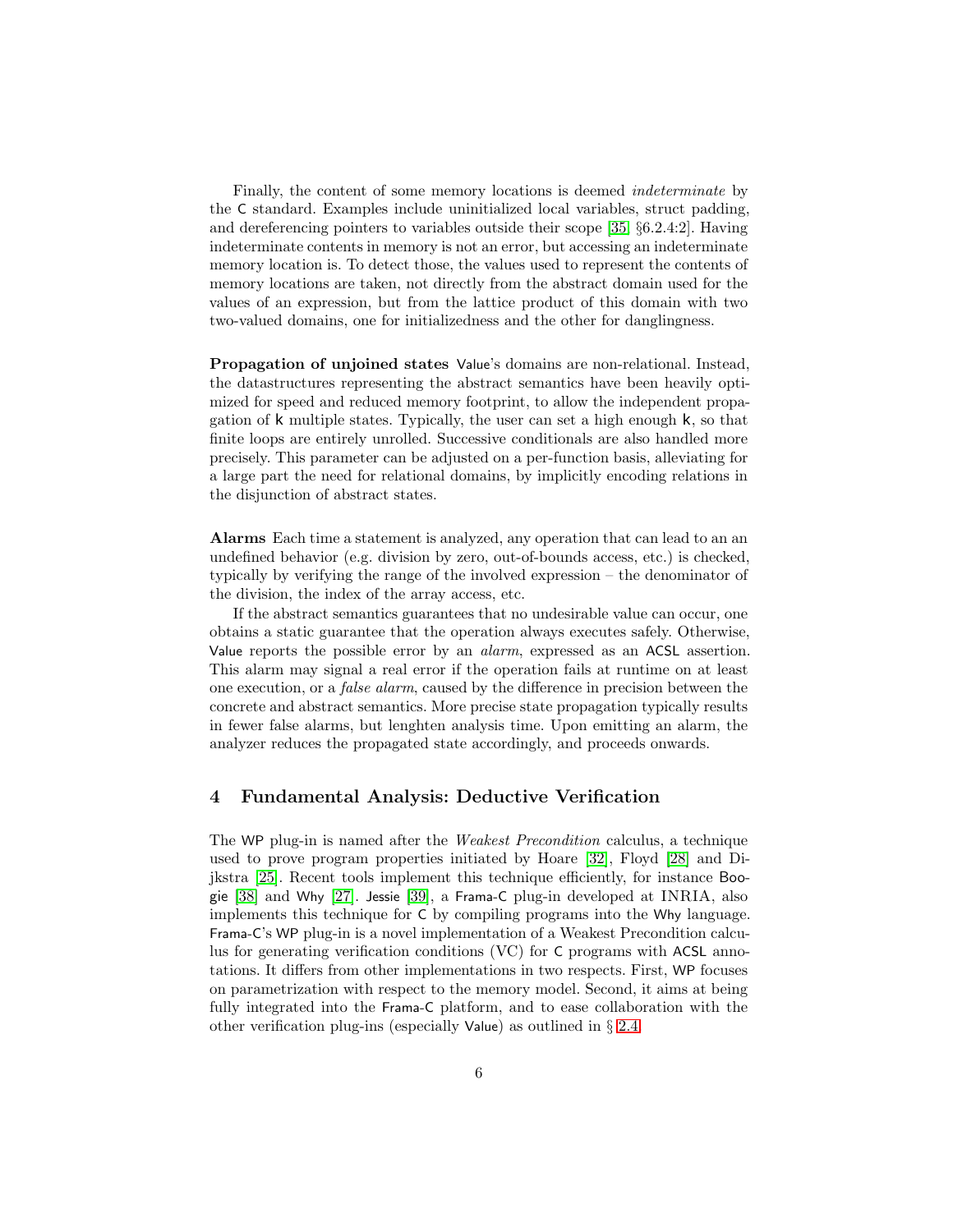Finally, the content of some memory locations is deemed *indeterminate* by the C standard. Examples include uninitialized local variables, struct padding, and dereferencing pointers to variables outside their scope [35] §6.2.4:2]. Having indeterminate contents in memory is not an error, but accessing an indeterminate memory location is. To detect those, the values used to represent the contents of memory locations are taken, not directly from the abstract domain used for the values of an expression, but from the lattice product of this domain with two two-valued domains, one for initializedness and the other for danglingness.

**Propagation of unjoined states** Value's domains are non-relational. Instead, the datastructures representing the abstract semantics have been heavily optimized for speed and reduced memory footprint, to allow the independent propagation of k multiple states. Typically, the user can set a high enough k, so that finite loops are entirely unrolled. Successive conditionals are also handled more precisely. This parameter can be adjusted on a per-function basis, alleviating for a large part the need for relational domains, by implicitly encoding relations in the disjunction of abstract states.

**Alarms** Each time a statement is analyzed, any operation that can lead to an an undefined behavior (e.g. division by zero, out-of-bounds access, etc.) is checked, typically by verifying the range of the involved expression – the denominator of the division, the index of the array access, etc.

If the abstract semantics guarantees that no undesirable value can occur, one obtains a static guarantee that the operation always executes safely. Otherwise, Value reports the possible error by an *alarm*, expressed as an ACSL assertion. This alarm may signal a real error if the operation fails at runtime on at least one execution, or a *false alarm*, caused by the difference in precision between the concrete and abstract semantics. More precise state propagation typically results in fewer false alarms, but lenghten analysis time. Upon emitting an alarm, the analyzer reduces the propagated state accordingly, and proceeds onwards.

## 4 Fundamental Analysis: Deductive Verification

The WP plug-in is named after the *Weakest Precondition* calculus, a technique used to prove program properties initiated by Hoare [32], Floyd [28] and Dijkstra [25]. Recent tools implement this technique efficiently, for instance Boogie [38] and Why [27]. Jessie [39], a Frama-C plug-in developed at INRIA, also implements this technique for C by compiling programs into the Why language. Frama-C's WP plug-in is a novel implementation of a Weakest Precondition calculus for generating verification conditions (VC) for C programs with ACSL annotations. It differs from other implementations in two respects. First, WP focuses on parametrization with respect to the memory model. Second, it aims at being fully integrated into the Frama-C platform, and to ease collaboration with the other verification plug-ins (especially Value) as outlined in § 2.4.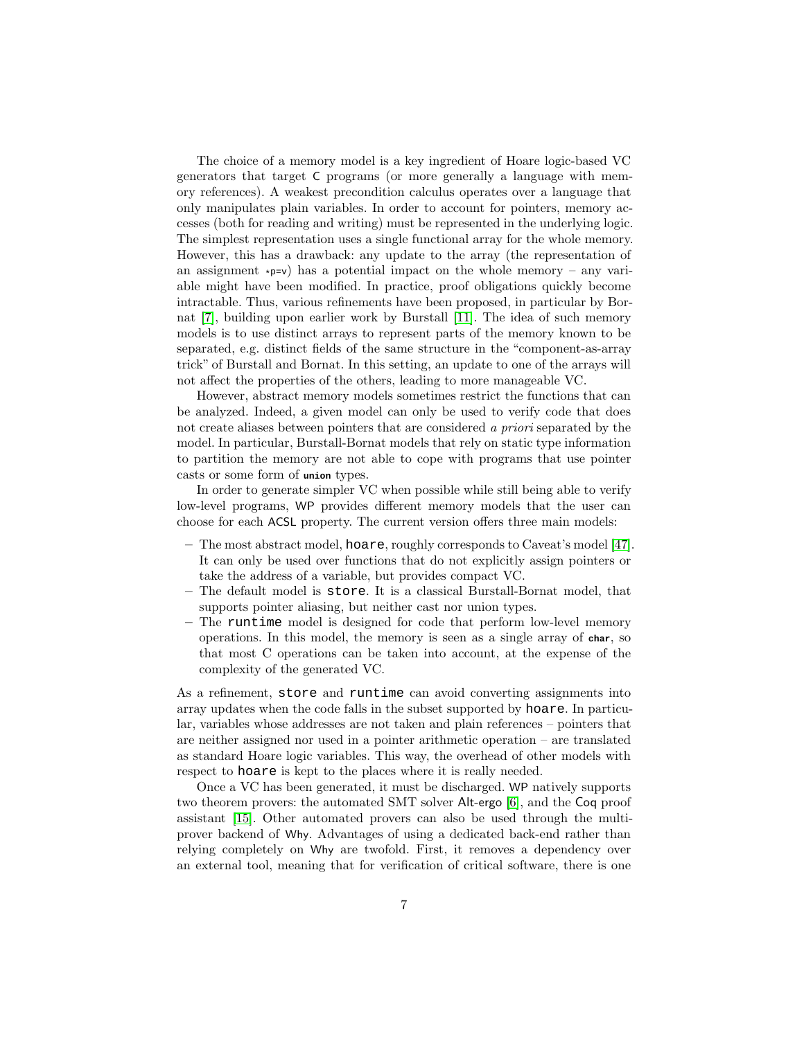The choice of a memory model is a key ingredient of Hoare logic-based VC generators that target C programs (or more generally a language with memory references). A weakest precondition calculus operates over a language that only manipulates plain variables. In order to account for pointers, memory accesses (both for reading and writing) must be represented in the underlying logic. The simplest representation uses a single functional array for the whole memory. However, this has a drawback: any update to the array (the representation of an assignment `*p=v`) has a potential impact on the whole memory – any variable might have been modified. In practice, proof obligations quickly become intractable. Thus, various refinements have been proposed, in particular by Bornat [7], building upon earlier work by Burstall [11]. The idea of such memory models is to use distinct arrays to represent parts of the memory known to be separated, e.g. distinct fields of the same structure in the "component-as-array trick" of Burstall and Bornat. In this setting, an update to one of the arrays will not affect the properties of the others, leading to more manageable VC.

However, abstract memory models sometimes restrict the functions that can be analyzed. Indeed, a given model can only be used to verify code that does not create aliases between pointers that are considered *a priori* separated by the model. In particular, Burstall-Bornat models that rely on static type information to partition the memory are not able to cope with programs that use pointer casts or some form of **union** types.

In order to generate simpler VC when possible while still being able to verify low-level programs, WP provides different memory models that the user can choose for each ACSL property. The current version offers three main models:

– The most abstract model, `hoare`, roughly corresponds to Caveat's model [47]. It can only be used over functions that do not explicitly assign pointers or take the address of a variable, but provides compact VC.
– The default model is `store`. It is a classical Burstall-Bornat model, that supports pointer aliasing, but neither cast nor union types.
– The `runtime` model is designed for code that perform low-level memory operations. In this model, the memory is seen as a single array of **char**, so that most C operations can be taken into account, at the expense of the complexity of the generated VC.

As a refinement, `store` and `runtime` can avoid converting assignments into array updates when the code falls in the subset supported by `hoare`. In particular, variables whose addresses are not taken and plain references – pointers that are neither assigned nor used in a pointer arithmetic operation – are translated as standard Hoare logic variables. This way, the overhead of other models with respect to `hoare` is kept to the places where it is really needed.

Once a VC has been generated, it must be discharged. WP natively supports two theorem provers: the automated SMT solver Alt-ergo [6], and the Coq proof assistant [15]. Other automated provers can also be used through the multi-prover backend of Why. Advantages of using a dedicated back-end rather than relying completely on Why are twofold. First, it removes a dependency over an external tool, meaning that for verification of critical software, there is one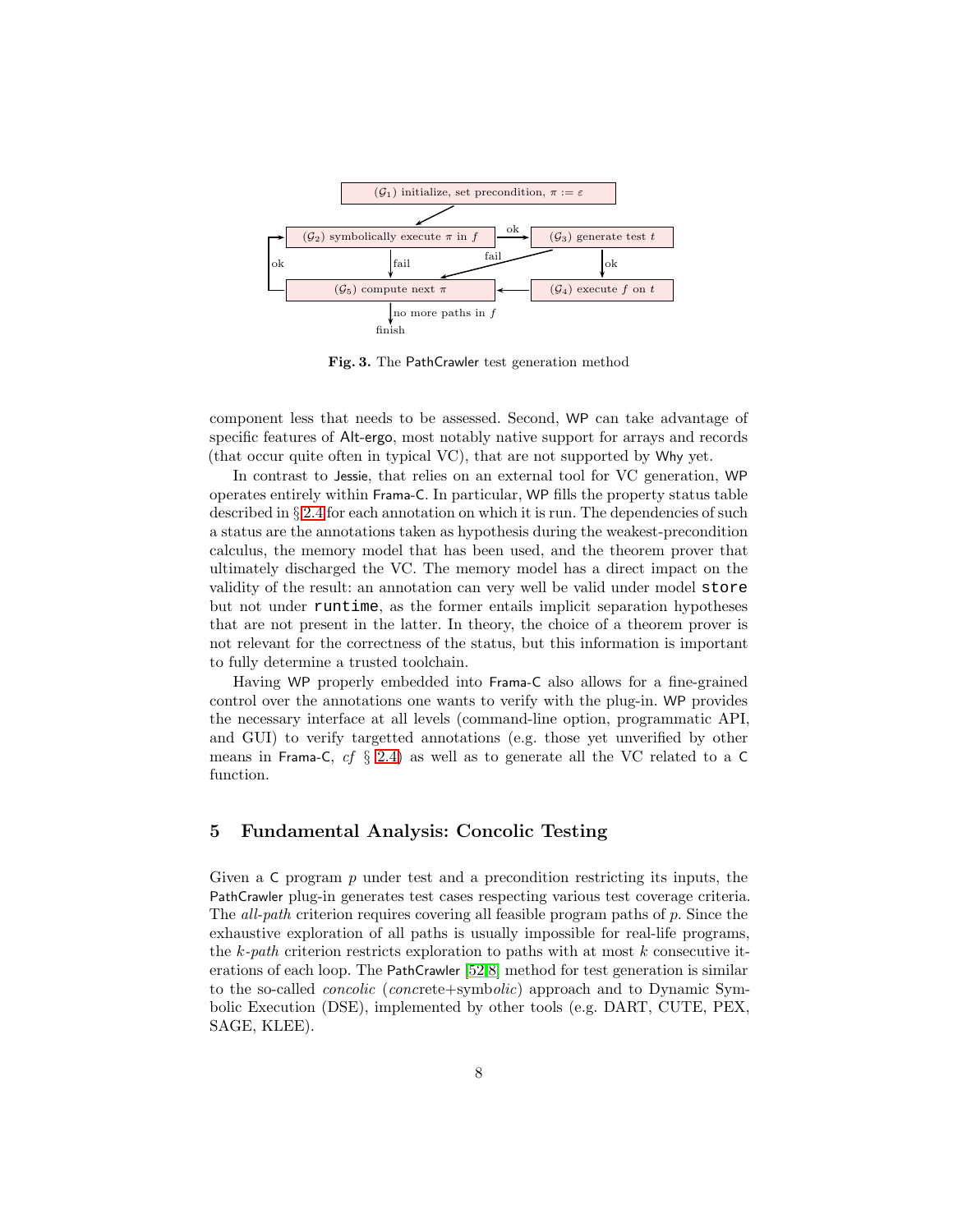($\mathcal{G}_1$) initialize, set precondition, $\pi := \varepsilon$

($\mathcal{G}_2$) symbolically execute $\pi$ in $f$

ok

($\mathcal{G}_3$) generate test $t$

ok

fail

fail

ok

($\mathcal{G}_5$) compute next $\pi$

($\mathcal{G}_4$) execute $f$ on $t$

no more paths in $f$

finish

**Fig. 3.** The PathCrawler test generation method

component less that needs to be assessed. Second, WP can take advantage of specific features of Alt-ergo, most notably native support for arrays and records (that occur quite often in typical VC), that are not supported by Why yet.

In contrast to Jessie, that relies on an external tool for VC generation, WP operates entirely within Frama-C. In particular, WP fills the property status table described in § 2.4 for each annotation on which it is run. The dependencies of such a status are the annotations taken as hypothesis during the weakest-precondition calculus, the memory model that has been used, and the theorem prover that ultimately discharged the VC. The memory model has a direct impact on the validity of the result: an annotation can very well be valid under model `store` but not under `runtime`, as the former entails implicit separation hypotheses that are not present in the latter. In theory, the choice of a theorem prover is not relevant for the correctness of the status, but this information is important to fully determine a trusted toolchain.

Having WP properly embedded into Frama-C also allows for a fine-grained control over the annotations one wants to verify with the plug-in. WP provides the necessary interface at all levels (command-line option, programmatic API, and GUI) to verify targetted annotations (e.g. those yet unverified by other means in Frama-C, *cf* § 2.4) as well as to generate all the VC related to a C function.

## 5 Fundamental Analysis: Concolic Testing

Given a C program $p$ under test and a precondition restricting its inputs, the PathCrawler plug-in generates test cases respecting various test coverage criteria. The *all-path* criterion requires covering all feasible program paths of $p$. Since the exhaustive exploration of all paths is usually impossible for real-life programs, the *k-path* criterion restricts exploration to paths with at most $k$ consecutive iterations of each loop. The PathCrawler [52,8] method for test generation is similar to the so-called *concolic* (*conc*rete+symb*olic*) approach and to Dynamic Symbolic Execution (DSE), implemented by other tools (e.g. DART, CUTE, PEX, SAGE, KLEE).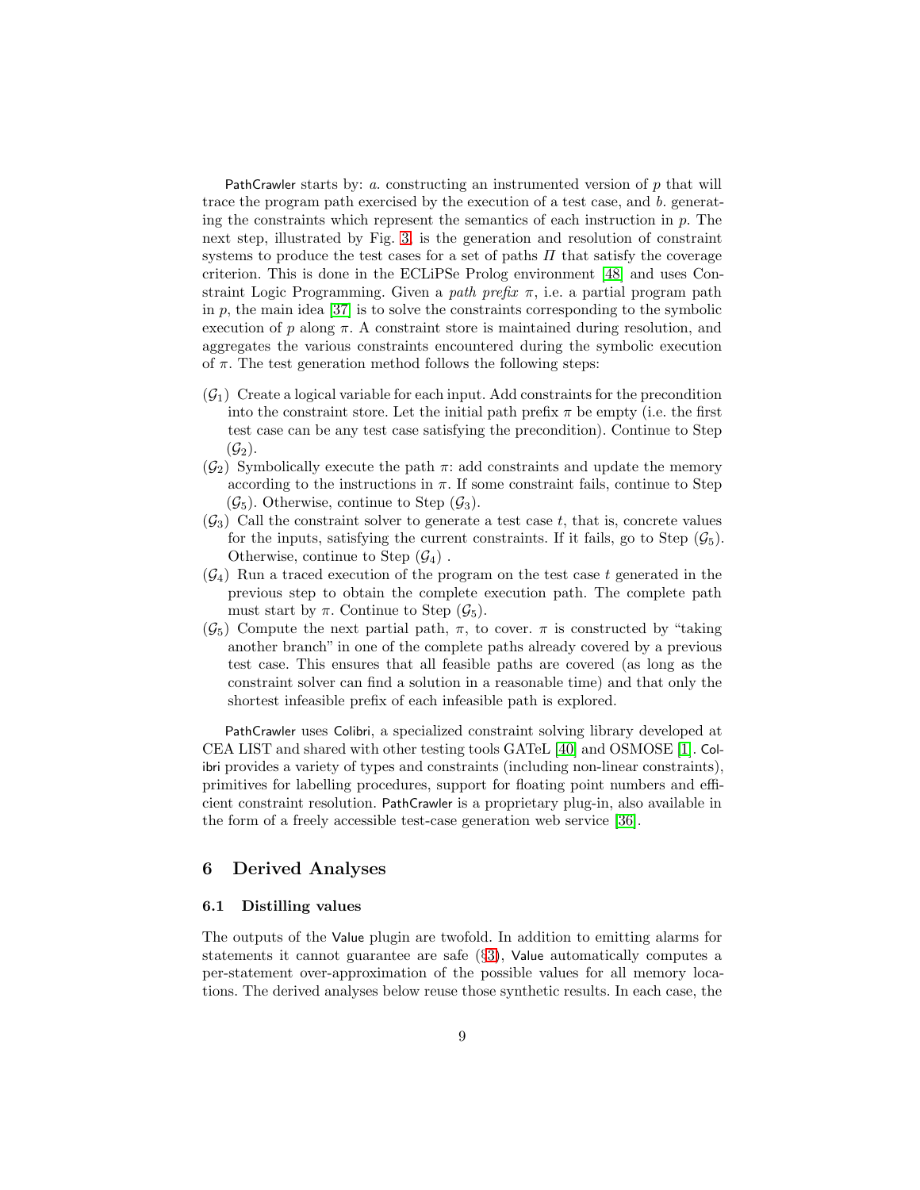PathCrawler starts by: *a.* constructing an instrumented version of $p$ that will trace the program path exercised by the execution of a test case, and *b.* generating the constraints which represent the semantics of each instruction in $p$. The next step, illustrated by Fig. 3, is the generation and resolution of constraint systems to produce the test cases for a set of paths $\Pi$ that satisfy the coverage criterion. This is done in the ECLiPSe Prolog environment [48] and uses Constraint Logic Programming. Given a *path prefix* $\pi$, i.e. a partial program path in $p$, the main idea [37] is to solve the constraints corresponding to the symbolic execution of $p$ along $\pi$. A constraint store is maintained during resolution, and aggregates the various constraints encountered during the symbolic execution of $\pi$. The test generation method follows the following steps:

- ($\mathcal{G}_1$) Create a logical variable for each input. Add constraints for the precondition into the constraint store. Let the initial path prefix $\pi$ be empty (i.e. the first test case can be any test case satisfying the precondition). Continue to Step ($\mathcal{G}_2$).
- ($\mathcal{G}_2$) Symbolically execute the path $\pi$: add constraints and update the memory according to the instructions in $\pi$. If some constraint fails, continue to Step ($\mathcal{G}_5$). Otherwise, continue to Step ($\mathcal{G}_3$).
- ($\mathcal{G}_3$) Call the constraint solver to generate a test case $t$, that is, concrete values for the inputs, satisfying the current constraints. If it fails, go to Step ($\mathcal{G}_5$). Otherwise, continue to Step ($\mathcal{G}_4$) .
- ($\mathcal{G}_4$) Run a traced execution of the program on the test case $t$ generated in the previous step to obtain the complete execution path. The complete path must start by $\pi$. Continue to Step ($\mathcal{G}_5$).
- ($\mathcal{G}_5$) Compute the next partial path, $\pi$, to cover. $\pi$ is constructed by "taking another branch" in one of the complete paths already covered by a previous test case. This ensures that all feasible paths are covered (as long as the constraint solver can find a solution in a reasonable time) and that only the shortest infeasible prefix of each infeasible path is explored.

PathCrawler uses Colibri, a specialized constraint solving library developed at CEA LIST and shared with other testing tools GATeL [40] and OSMOSE [1]. Colibri provides a variety of types and constraints (including non-linear constraints), primitives for labelling procedures, support for floating point numbers and efficient constraint resolution. PathCrawler is a proprietary plug-in, also available in the form of a freely accessible test-case generation web service [36].

## 6 Derived Analyses

### 6.1 Distilling values

The outputs of the Value plugin are twofold. In addition to emitting alarms for statements it cannot guarantee are safe (§3), Value automatically computes a per-statement over-approximation of the possible values for all memory locations. The derived analyses below reuse those synthetic results. In each case, the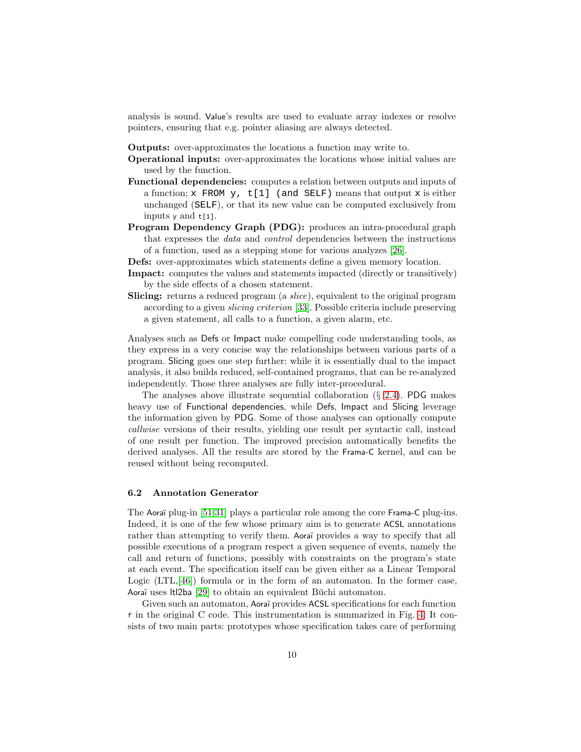analysis is sound. Value's results are used to evaluate array indexes or resolve pointers, ensuring that e.g. pointer aliasing are always detected.

**Outputs:** over-approximates the locations a function may write to.

**Operational inputs:** over-approximates the locations whose initial values are used by the function.

**Functional dependencies:** computes a relation between outputs and inputs of a function; `x FROM y, t[1] (and SELF)` means that output `x` is either unchanged (`SELF`), or that its new value can be computed exclusively from inputs `y` and `t[1]`.

**Program Dependency Graph (PDG):** produces an intra-procedural graph that expresses the *data* and *control* dependencies between the instructions of a function, used as a stepping stone for various analyzes [26].

**Defs:** over-approximates which statements define a given memory location.

**Impact:** computes the values and statements impacted (directly or transitively) by the side effects of a chosen statement.

**Slicing:** returns a reduced program (a *slice*), equivalent to the original program according to a given *slicing criterion* [33]. Possible criteria include preserving a given statement, all calls to a function, a given alarm, etc.

Analyses such as Defs or Impact make compelling code understanding tools, as they express in a very concise way the relationships between various parts of a program. Slicing goes one step further: while it is essentially dual to the impact analysis, it also builds reduced, self-contained programs, that can be re-analyzed independently. Those three analyses are fully inter-procedural.

The analyses above illustrate sequential collaboration (§ 2.4). PDG makes heavy use of Functional dependencies, while Defs, Impact and Slicing leverage the information given by PDG. Some of those analyses can optionally compute *callwise* versions of their results, yielding one result per syntactic call, instead of one result per function. The improved precision automatically benefits the derived analyses. All the results are stored by the Frama-C kernel, and can be reused without being recomputed.

### 6.2 Annotation Generator

The Aoraï plug-in [51,31] plays a particular role among the core Frama-C plug-ins. Indeed, it is one of the few whose primary aim is to generate ACSL annotations rather than attempting to verify them. Aoraï provides a way to specify that all possible executions of a program respect a given sequence of events, namely the call and return of functions, possibly with constraints on the program's state at each event. The specification itself can be given either as a Linear Temporal Logic (LTL,[46]) formula or in the form of an automaton. In the former case, Aoraï uses ltl2ba [29] to obtain an equivalent Büchi automaton.

Given such an automaton, Aoraï provides ACSL specifications for each function `f` in the original C code. This instrumentation is summarized in Fig. 4. It consists of two main parts: prototypes whose specification takes care of performing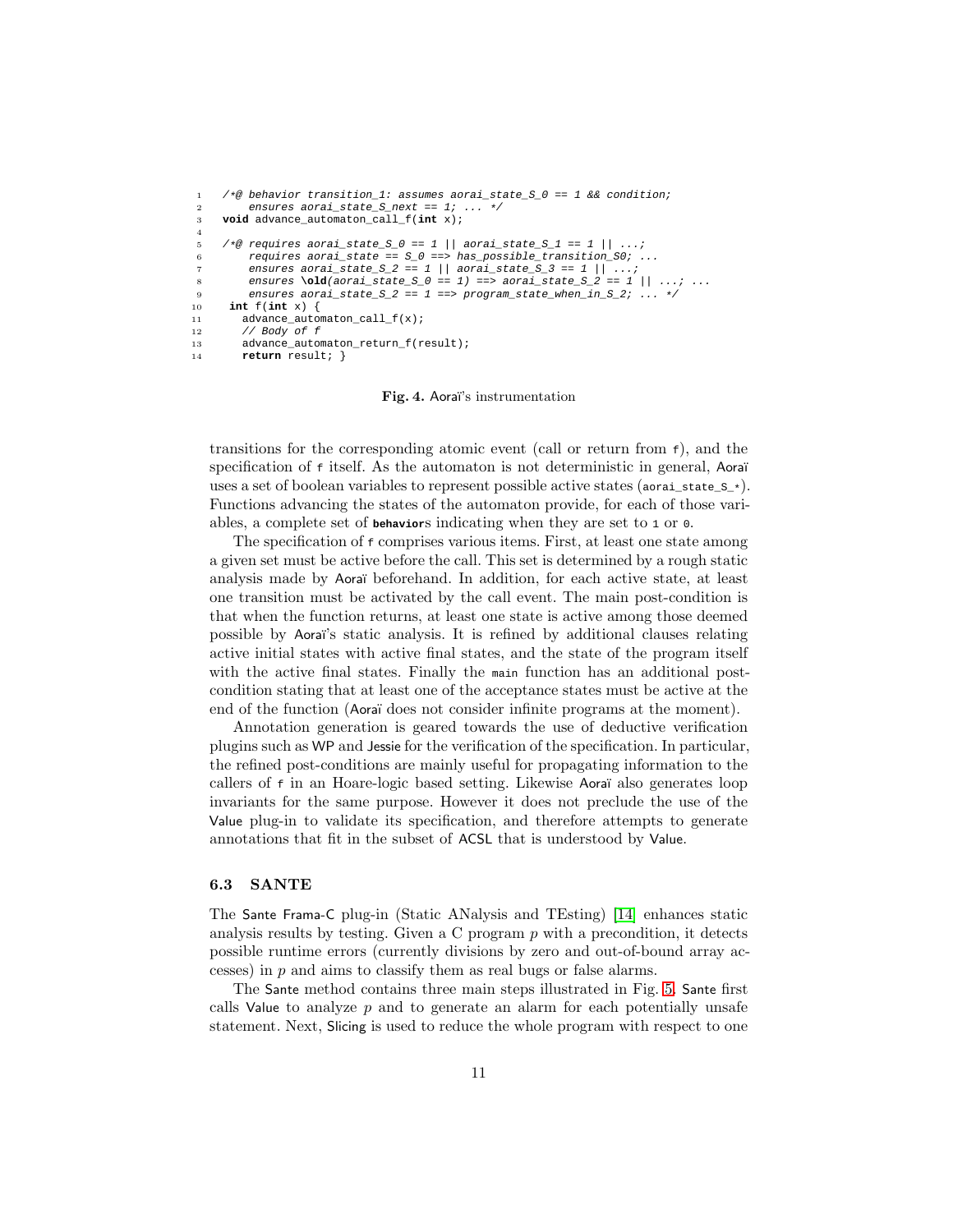```
/*@ behavior transition_1: assumes aorai_state_S_0 == 1 && condition;
    ensures aorai_state_S_next == 1; ... */
void advance_automaton_call_f(int x);

/*@ requires aorai_state_S_0 == 1 || aorai_state_S_1 == 1 || ...;
    requires aorai_state == S_0 ==> has_possible_transition_S0; ...
    ensures aorai_state_S_2 == 1 || aorai_state_S_3 == 1 || ...;
    ensures \old(aorai_state_S_0 == 1) ==> aorai_state_S_2 == 1 || ...; ...
    ensures aorai_state_S_2 == 1 ==> program_state_when_in_S_2; ... */
 int f(int x) {
   advance_automaton_call_f(x);
   // Body of f
   advance_automaton_return_f(result);
   return result; }
```

**Fig. 4.** Aoraï's instrumentation

transitions for the corresponding atomic event (call or return from `f`), and the specification of `f` itself. As the automaton is not deterministic in general, Aoraï uses a set of boolean variables to represent possible active states (`aorai_state_S_*`). Functions advancing the states of the automaton provide, for each of those variables, a complete set of **`behavior`**s indicating when they are set to `1` or `0`.

The specification of `f` comprises various items. First, at least one state among a given set must be active before the call. This set is determined by a rough static analysis made by Aoraï beforehand. In addition, for each active state, at least one transition must be activated by the call event. The main post-condition is that when the function returns, at least one state is active among those deemed possible by Aoraï's static analysis. It is refined by additional clauses relating active initial states with active final states, and the state of the program itself with the active final states. Finally the `main` function has an additional post-condition stating that at least one of the acceptance states must be active at the end of the function (Aoraï does not consider infinite programs at the moment).

Annotation generation is geared towards the use of deductive verification plugins such as WP and Jessie for the verification of the specification. In particular, the refined post-conditions are mainly useful for propagating information to the callers of `f` in an Hoare-logic based setting. Likewise Aoraï also generates loop invariants for the same purpose. However it does not preclude the use of the Value plug-in to validate its specification, and therefore attempts to generate annotations that fit in the subset of ACSL that is understood by Value.

### 6.3 SANTE

The Sante Frama-C plug-in (Static ANalysis and TEsting) [14] enhances static analysis results by testing. Given a C program $p$ with a precondition, it detects possible runtime errors (currently divisions by zero and out-of-bound array accesses) in $p$ and aims to classify them as real bugs or false alarms.

The Sante method contains three main steps illustrated in Fig. 5. Sante first calls Value to analyze $p$ and to generate an alarm for each potentially unsafe statement. Next, Slicing is used to reduce the whole program with respect to one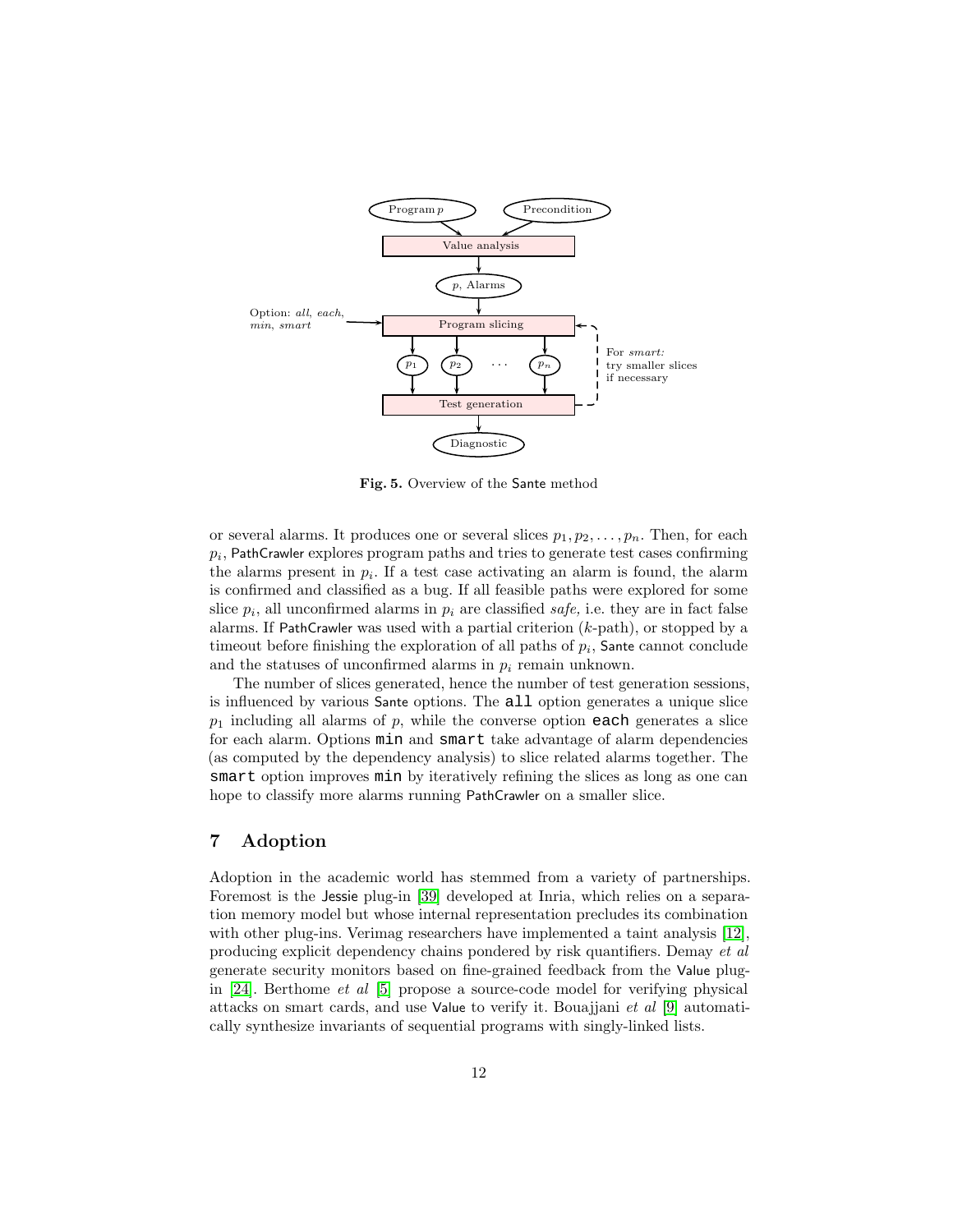**Fig. 5.** Overview of the Sante method

or several alarms. It produces one or several slices $p_1, p_2, \ldots, p_n$. Then, for each $p_i$, PathCrawler explores program paths and tries to generate test cases confirming the alarms present in $p_i$. If a test case activating an alarm is found, the alarm is confirmed and classified as a bug. If all feasible paths were explored for some slice $p_i$, all unconfirmed alarms in $p_i$ are classified *safe,* i.e. they are in fact false alarms. If PathCrawler was used with a partial criterion ($k$-path), or stopped by a timeout before finishing the exploration of all paths of $p_i$, Sante cannot conclude and the statuses of unconfirmed alarms in $p_i$ remain unknown.

The number of slices generated, hence the number of test generation sessions, is influenced by various Sante options. The `all` option generates a unique slice $p_1$ including all alarms of $p$, while the converse option `each` generates a slice for each alarm. Options `min` and `smart` take advantage of alarm dependencies (as computed by the dependency analysis) to slice related alarms together. The `smart` option improves `min` by iteratively refining the slices as long as one can hope to classify more alarms running PathCrawler on a smaller slice.

## 7 Adoption

Adoption in the academic world has stemmed from a variety of partnerships. Foremost is the Jessie plug-in [39] developed at Inria, which relies on a separation memory model but whose internal representation precludes its combination with other plug-ins. Verimag researchers have implemented a taint analysis [12], producing explicit dependency chains pondered by risk quantifiers. Demay *et al* generate security monitors based on fine-grained feedback from the Value plug-in [24]. Berthome *et al* [5] propose a source-code model for verifying physical attacks on smart cards, and use Value to verify it. Bouajjani *et al* [9] automatically synthesize invariants of sequential programs with singly-linked lists.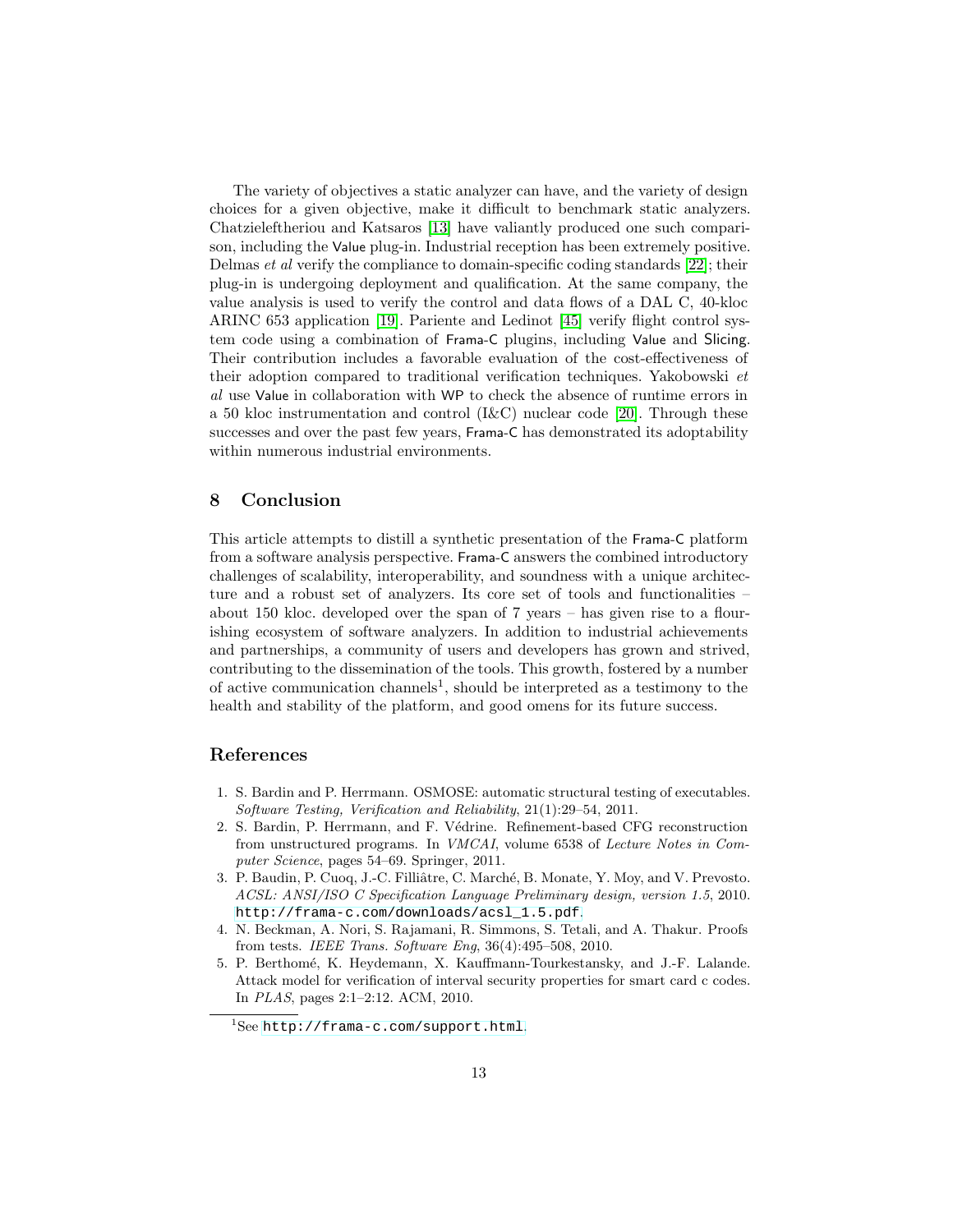The variety of objectives a static analyzer can have, and the variety of design choices for a given objective, make it difficult to benchmark static analyzers. Chatzieleftheriou and Katsaros [13] have valiantly produced one such comparison, including the Value plug-in. Industrial reception has been extremely positive. Delmas *et al* verify the compliance to domain-specific coding standards [22]; their plug-in is undergoing deployment and qualification. At the same company, the value analysis is used to verify the control and data flows of a DAL C, 40-kloc ARINC 653 application [19]. Pariente and Ledinot [45] verify flight control system code using a combination of Frama-C plugins, including Value and Slicing. Their contribution includes a favorable evaluation of the cost-effectiveness of their adoption compared to traditional verification techniques. Yakobowski *et al* use Value in collaboration with WP to check the absence of runtime errors in a 50 kloc instrumentation and control (I&C) nuclear code [20]. Through these successes and over the past few years, Frama-C has demonstrated its adoptability within numerous industrial environments.

## 8 Conclusion

This article attempts to distill a synthetic presentation of the Frama-C platform from a software analysis perspective. Frama-C answers the combined introductory challenges of scalability, interoperability, and soundness with a unique architecture and a robust set of analyzers. Its core set of tools and functionalities – about 150 kloc. developed over the span of 7 years – has given rise to a flourishing ecosystem of software analyzers. In addition to industrial achievements and partnerships, a community of users and developers has grown and strived, contributing to the dissemination of the tools. This growth, fostered by a number of active communication channels[1], should be interpreted as a testimony to the health and stability of the platform, and good omens for its future success.

## References

1. S. Bardin and P. Herrmann. OSMOSE: automatic structural testing of executables. *Software Testing, Verification and Reliability*, 21(1):29–54, 2011.
2. S. Bardin, P. Herrmann, and F. Védrine. Refinement-based CFG reconstruction from unstructured programs. In *VMCAI*, volume 6538 of *Lecture Notes in Computer Science*, pages 54–69. Springer, 2011.
3. P. Baudin, P. Cuoq, J.-C. Filliâtre, C. Marché, B. Monate, Y. Moy, and V. Prevosto. *ACSL: ANSI/ISO C Specification Language Preliminary design, version 1.5*, 2010. http://frama-c.com/downloads/acsl_1.5.pdf.
4. N. Beckman, A. Nori, S. Rajamani, R. Simmons, S. Tetali, and A. Thakur. Proofs from tests. *IEEE Trans. Software Eng*, 36(4):495–508, 2010.
5. P. Berthomé, K. Heydemann, X. Kauffmann-Tourkestansky, and J.-F. Lalande. Attack model for verification of interval security properties for smart card c codes. In *PLAS*, pages 2:1–2:12. ACM, 2010.

[1] See http://frama-c.com/support.html.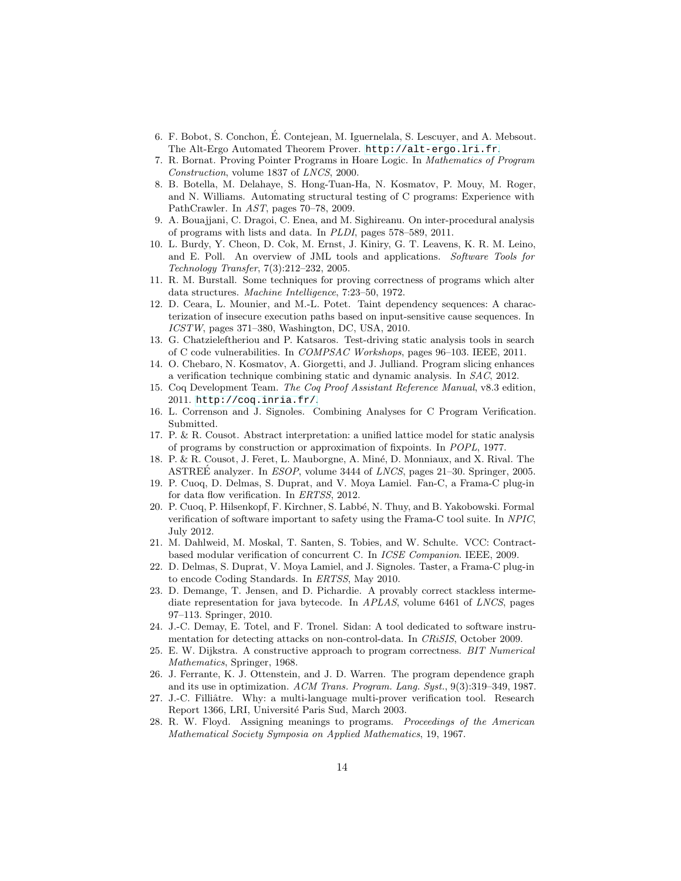6. F. Bobot, S. Conchon, É. Contejean, M. Iguernelala, S. Lescuyer, and A. Mebsout. The Alt-Ergo Automated Theorem Prover. `http://alt-ergo.lri.fr`.
7. R. Bornat. Proving Pointer Programs in Hoare Logic. In *Mathematics of Program Construction*, volume 1837 of *LNCS*, 2000.
8. B. Botella, M. Delahaye, S. Hong-Tuan-Ha, N. Kosmatov, P. Mouy, M. Roger, and N. Williams. Automating structural testing of C programs: Experience with PathCrawler. In *AST*, pages 70–78, 2009.
9. A. Bouajjani, C. Dragoi, C. Enea, and M. Sighireanu. On inter-procedural analysis of programs with lists and data. In *PLDI*, pages 578–589, 2011.
10. L. Burdy, Y. Cheon, D. Cok, M. Ernst, J. Kiniry, G. T. Leavens, K. R. M. Leino, and E. Poll. An overview of JML tools and applications. *Software Tools for Technology Transfer*, 7(3):212–232, 2005.
11. R. M. Burstall. Some techniques for proving correctness of programs which alter data structures. *Machine Intelligence*, 7:23–50, 1972.
12. D. Ceara, L. Mounier, and M.-L. Potet. Taint dependency sequences: A characterization of insecure execution paths based on input-sensitive cause sequences. In *ICSTW*, pages 371–380, Washington, DC, USA, 2010.
13. G. Chatzieleftheriou and P. Katsaros. Test-driving static analysis tools in search of C code vulnerabilities. In *COMPSAC Workshops*, pages 96–103. IEEE, 2011.
14. O. Chebaro, N. Kosmatov, A. Giorgetti, and J. Julliand. Program slicing enhances a verification technique combining static and dynamic analysis. In *SAC*, 2012.
15. Coq Development Team. *The Coq Proof Assistant Reference Manual*, v8.3 edition, 2011. `http://coq.inria.fr/`.
16. L. Correnson and J. Signoles. Combining Analyses for C Program Verification. Submitted.
17. P. & R. Cousot. Abstract interpretation: a unified lattice model for static analysis of programs by construction or approximation of fixpoints. In *POPL*, 1977.
18. P. & R. Cousot, J. Feret, L. Mauborgne, A. Miné, D. Monniaux, and X. Rival. The ASTREÉ analyzer. In *ESOP*, volume 3444 of *LNCS*, pages 21–30. Springer, 2005.
19. P. Cuoq, D. Delmas, S. Duprat, and V. Moya Lamiel. Fan-C, a Frama-C plug-in for data flow verification. In *ERTSS*, 2012.
20. P. Cuoq, P. Hilsenkopf, F. Kirchner, S. Labbé, N. Thuy, and B. Yakobowski. Formal verification of software important to safety using the Frama-C tool suite. In *NPIC*, July 2012.
21. M. Dahlweid, M. Moskal, T. Santen, S. Tobies, and W. Schulte. VCC: Contract-based modular verification of concurrent C. In *ICSE Companion*. IEEE, 2009.
22. D. Delmas, S. Duprat, V. Moya Lamiel, and J. Signoles. Taster, a Frama-C plug-in to encode Coding Standards. In *ERTSS*, May 2010.
23. D. Demange, T. Jensen, and D. Pichardie. A provably correct stackless intermediate representation for java bytecode. In *APLAS*, volume 6461 of *LNCS*, pages 97–113. Springer, 2010.
24. J.-C. Demay, E. Totel, and F. Tronel. Sidan: A tool dedicated to software instrumentation for detecting attacks on non-control-data. In *CRiSIS*, October 2009.
25. E. W. Dijkstra. A constructive approach to program correctness. *BIT Numerical Mathematics*, Springer, 1968.
26. J. Ferrante, K. J. Ottenstein, and J. D. Warren. The program dependence graph and its use in optimization. *ACM Trans. Program. Lang. Syst.*, 9(3):319–349, 1987.
27. J.-C. Filliâtre. Why: a multi-language multi-prover verification tool. Research Report 1366, LRI, Université Paris Sud, March 2003.
28. R. W. Floyd. Assigning meanings to programs. *Proceedings of the American Mathematical Society Symposia on Applied Mathematics*, 19, 1967.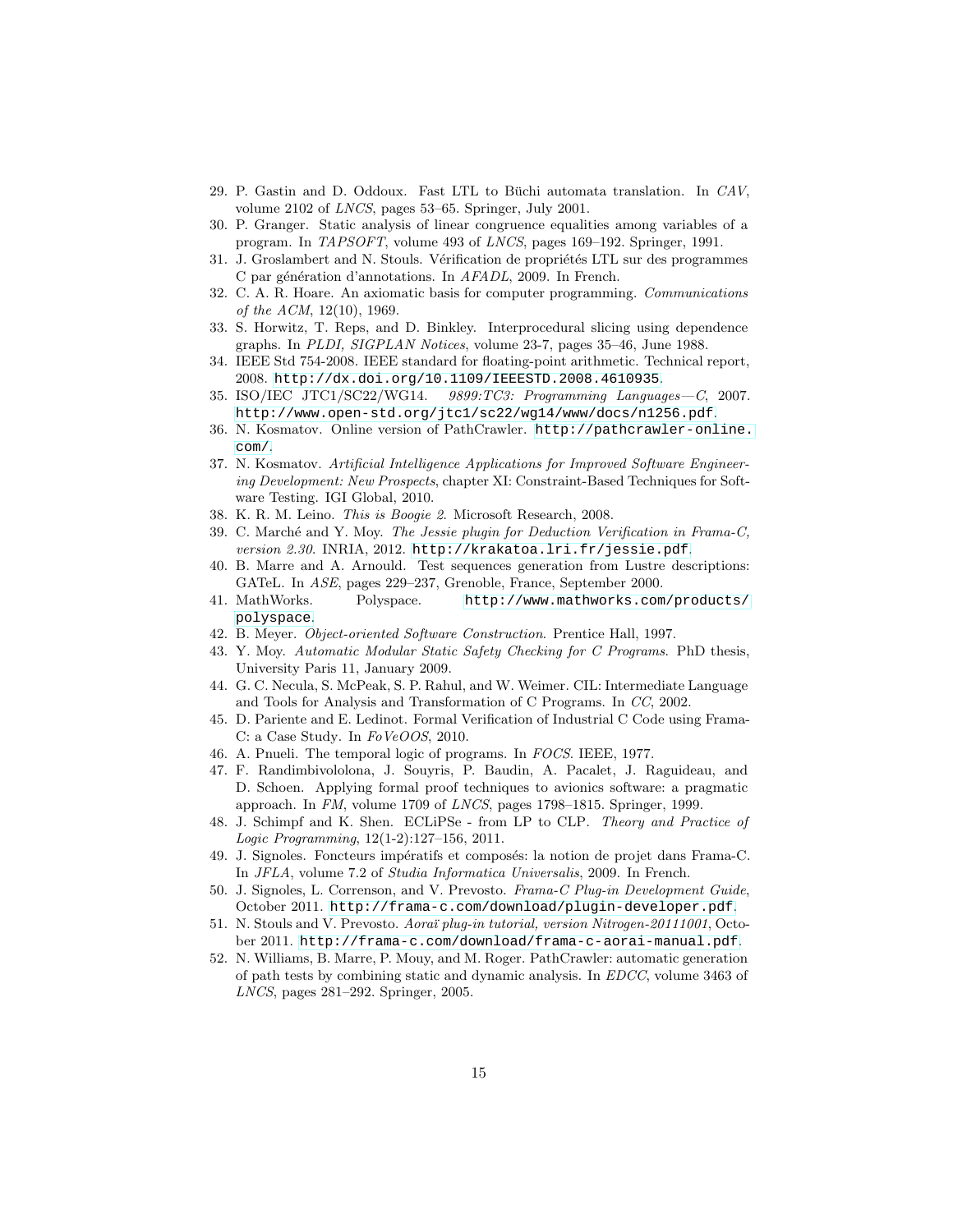29. P. Gastin and D. Oddoux. Fast LTL to Büchi automata translation. In *CAV*, volume 2102 of *LNCS*, pages 53–65. Springer, July 2001.
30. P. Granger. Static analysis of linear congruence equalities among variables of a program. In *TAPSOFT*, volume 493 of *LNCS*, pages 169–192. Springer, 1991.
31. J. Groslambert and N. Stouls. Vérification de propriétés LTL sur des programmes C par génération d'annotations. In *AFADL*, 2009. In French.
32. C. A. R. Hoare. An axiomatic basis for computer programming. *Communications of the ACM*, 12(10), 1969.
33. S. Horwitz, T. Reps, and D. Binkley. Interprocedural slicing using dependence graphs. In *PLDI, SIGPLAN Notices*, volume 23-7, pages 35–46, June 1988.
34. IEEE Std 754-2008. IEEE standard for floating-point arithmetic. Technical report, 2008. `http://dx.doi.org/10.1109/IEEESTD.2008.4610935`.
35. ISO/IEC JTC1/SC22/WG14. *9899:TC3: Programming Languages—C*, 2007. `http://www.open-std.org/jtc1/sc22/wg14/www/docs/n1256.pdf`.
36. N. Kosmatov. Online version of PathCrawler. `http://pathcrawler-online.com/`.
37. N. Kosmatov. *Artificial Intelligence Applications for Improved Software Engineering Development: New Prospects*, chapter XI: Constraint-Based Techniques for Software Testing. IGI Global, 2010.
38. K. R. M. Leino. *This is Boogie 2*. Microsoft Research, 2008.
39. C. Marché and Y. Moy. *The Jessie plugin for Deduction Verification in Frama-C, version 2.30*. INRIA, 2012. `http://krakatoa.lri.fr/jessie.pdf`.
40. B. Marre and A. Arnould. Test sequences generation from Lustre descriptions: GATeL. In *ASE*, pages 229–237, Grenoble, France, September 2000.
41. MathWorks. Polyspace. `http://www.mathworks.com/products/polyspace`.
42. B. Meyer. *Object-oriented Software Construction*. Prentice Hall, 1997.
43. Y. Moy. *Automatic Modular Static Safety Checking for C Programs*. PhD thesis, University Paris 11, January 2009.
44. G. C. Necula, S. McPeak, S. P. Rahul, and W. Weimer. CIL: Intermediate Language and Tools for Analysis and Transformation of C Programs. In *CC*, 2002.
45. D. Pariente and E. Ledinot. Formal Verification of Industrial C Code using Frama-C: a Case Study. In *FoVeOOS*, 2010.
46. A. Pnueli. The temporal logic of programs. In *FOCS*. IEEE, 1977.
47. F. Randimbivololona, J. Souyris, P. Baudin, A. Pacalet, J. Raguideau, and D. Schoen. Applying formal proof techniques to avionics software: a pragmatic approach. In *FM*, volume 1709 of *LNCS*, pages 1798–1815. Springer, 1999.
48. J. Schimpf and K. Shen. ECLiPSe - from LP to CLP. *Theory and Practice of Logic Programming*, 12(1-2):127–156, 2011.
49. J. Signoles. Foncteurs impératifs et composés: la notion de projet dans Frama-C. In *JFLA*, volume 7.2 of *Studia Informatica Universalis*, 2009. In French.
50. J. Signoles, L. Correnson, and V. Prevosto. *Frama-C Plug-in Development Guide*, October 2011. `http://frama-c.com/download/plugin-developer.pdf`.
51. N. Stouls and V. Prevosto. *Aoraï plug-in tutorial, version Nitrogen-20111001*, October 2011. `http://frama-c.com/download/frama-c-aorai-manual.pdf`.
52. N. Williams, B. Marre, P. Mouy, and M. Roger. PathCrawler: automatic generation of path tests by combining static and dynamic analysis. In *EDCC*, volume 3463 of *LNCS*, pages 281–292. Springer, 2005.